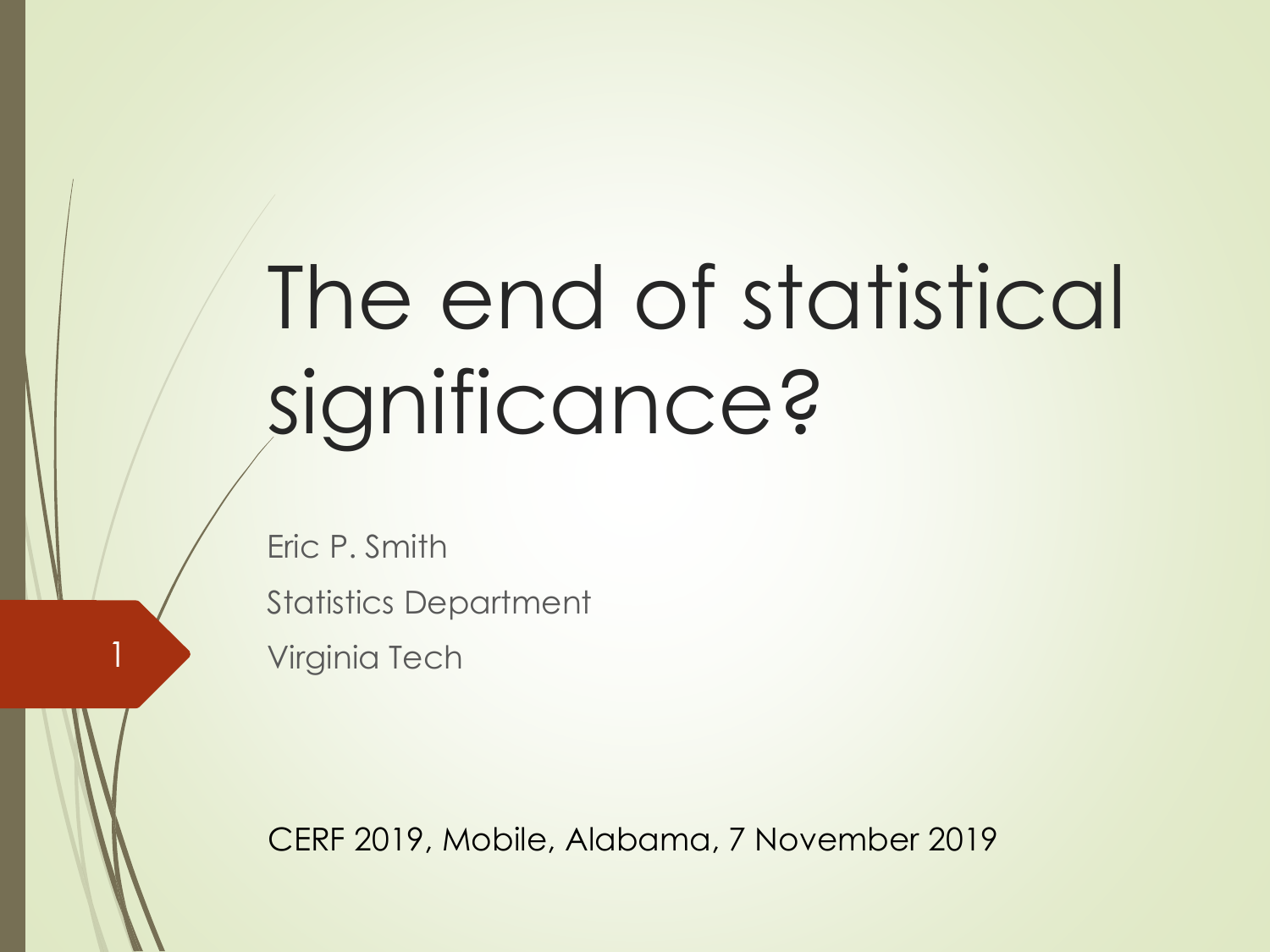# The end of statistical significance?

Eric P. Smith

Statistics Department

Virginia Tech

CERF 2019, Mobile, Alabama, 7 November 2019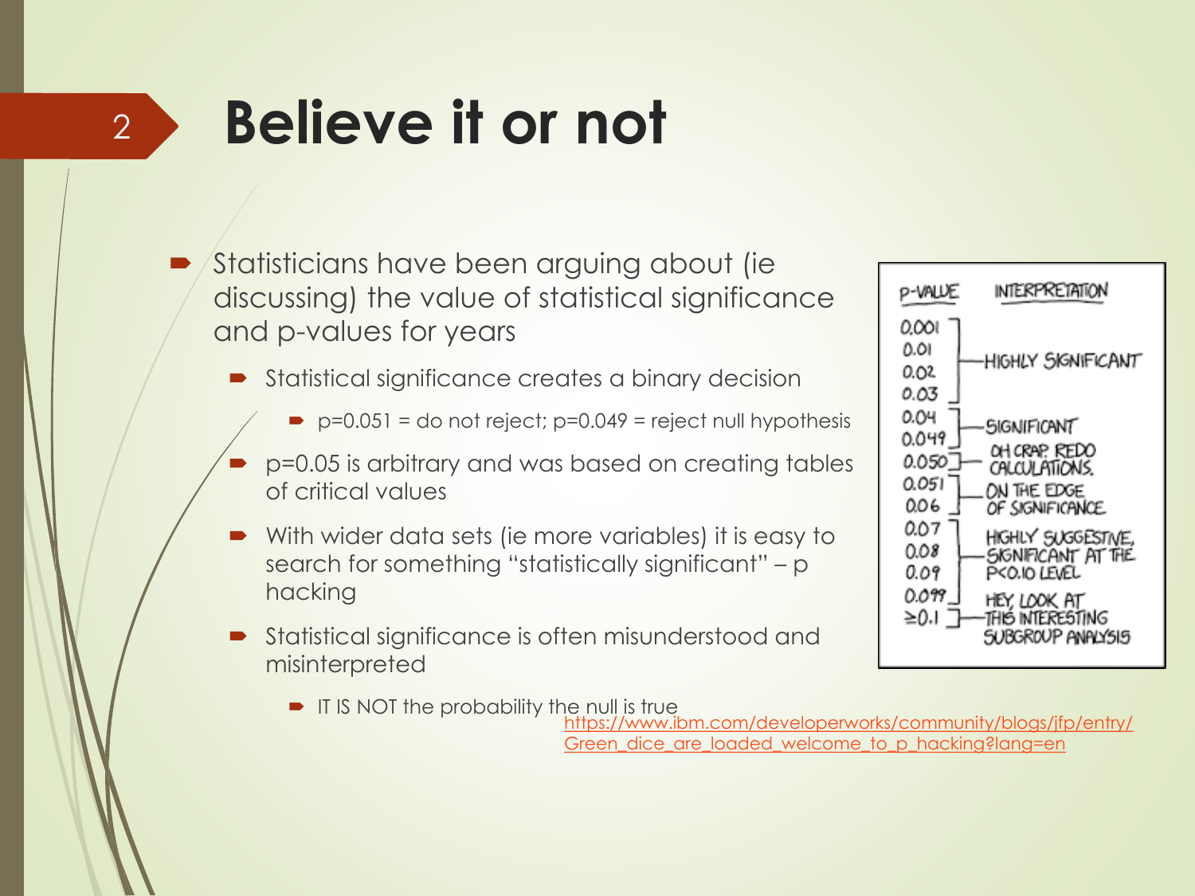# Believe it or not

- Statisticians have been arguing about (ie discussing) the value of statistical significance and p-values for years
  - Statistical significance creates a binary decision
    - $p=0.051$ = do not reject; $p=0.049$ = reject null hypothesis
  - $p=0.05$ is arbitrary and was based on creating tables of critical values
  - With wider data sets (ie more variables) it is easy to search for something "statistically significant" – p hacking
  - Statistical significance is often misunderstood and misinterpreted
    - IT IS NOT the probability the null is true

| P-VALUE | INTERPRETATION |
|---|---|
| 0.001, 0.01, 0.02, 0.03 | HIGHLY SIGNIFICANT |
| 0.04, 0.049 | SIGNIFICANT |
| 0.050 | OH CRAP. REDO CALCULATIONS. |
| 0.051, 0.06 | ON THE EDGE OF SIGNIFICANCE |
| 0.07, 0.08, 0.09, 0.099 | HIGHLY SUGGESTIVE, SIGNIFICANT AT THE P<0.10 LEVEL |
| ≥0.1 | HEY, LOOK AT THIS INTERESTING SUBGROUP ANALYSIS |

https://www.ibm.com/developerworks/community/blogs/jfp/entry/Green_dice_are_loaded_welcome_to_p_hacking?lang=en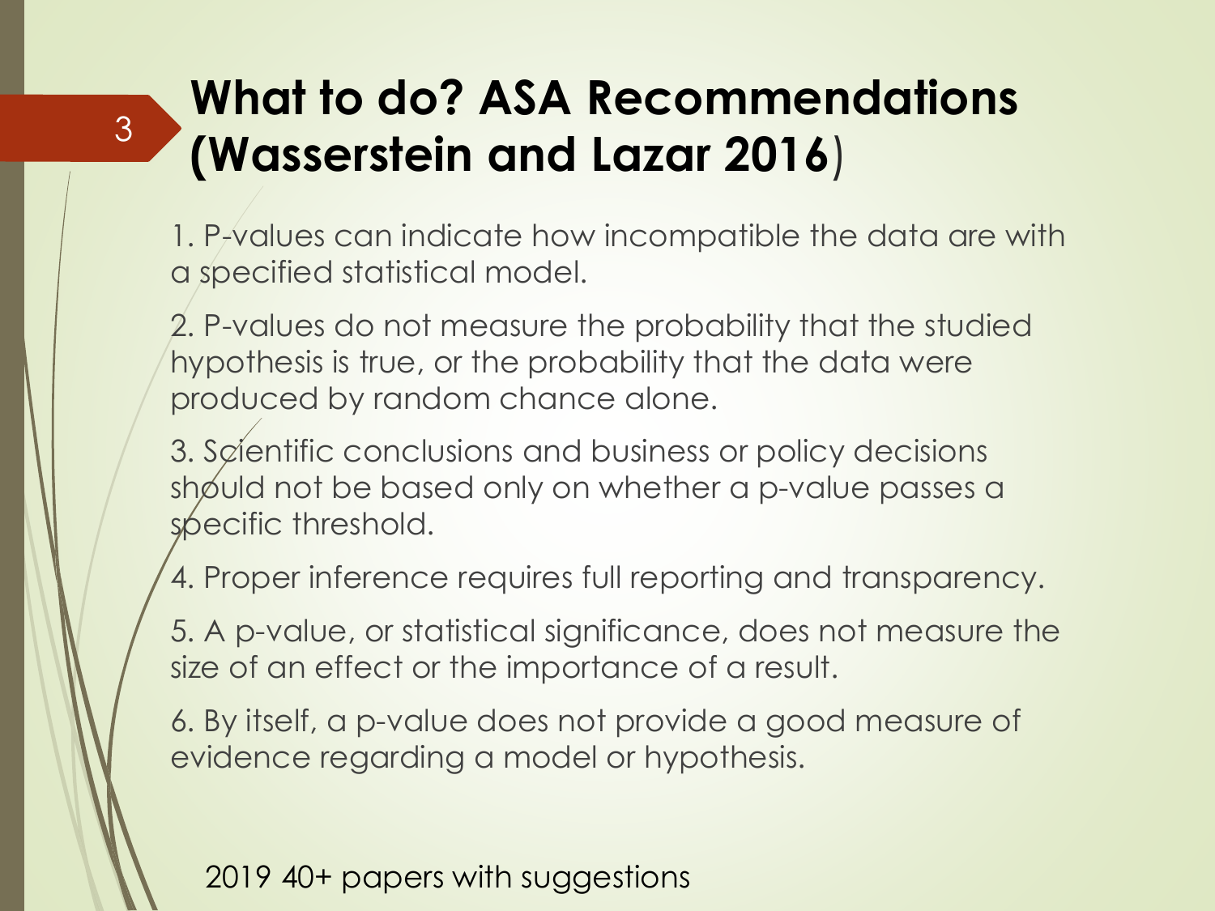# What to do? ASA Recommendations (Wasserstein and Lazar 2016)

1. P-values can indicate how incompatible the data are with a specified statistical model.

2. P-values do not measure the probability that the studied hypothesis is true, or the probability that the data were produced by random chance alone.

3. Scientific conclusions and business or policy decisions should not be based only on whether a p-value passes a specific threshold.

4. Proper inference requires full reporting and transparency.

5. A p-value, or statistical significance, does not measure the size of an effect or the importance of a result.

6. By itself, a p-value does not provide a good measure of evidence regarding a model or hypothesis.

2019 40+ papers with suggestions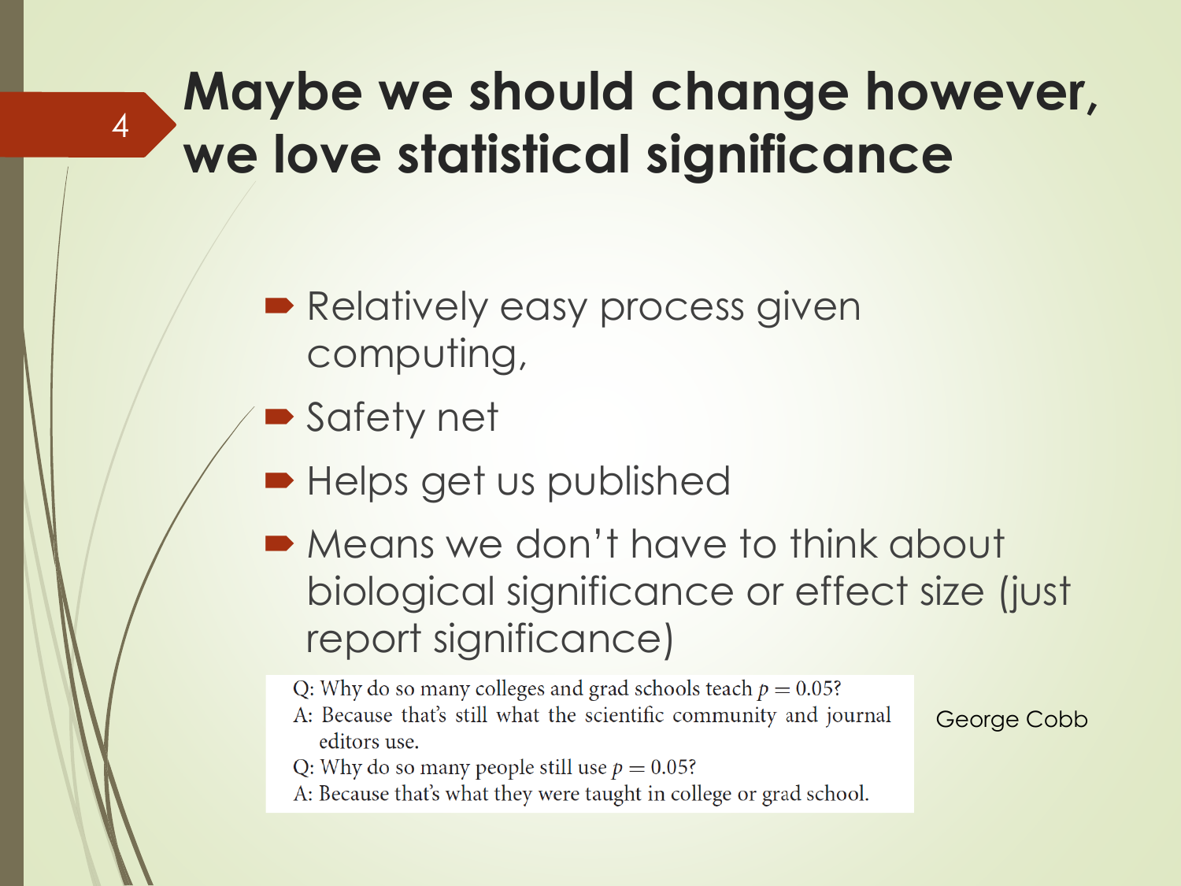# Maybe we should change however, we love statistical significance

- Relatively easy process given computing,
- Safety net
- Helps get us published
- Means we don't have to think about biological significance or effect size (just report significance)

Q: Why do so many colleges and grad schools teach $p = 0.05$?
A: Because that's still what the scientific community and journal editors use.
Q: Why do so many people still use $p = 0.05$?
A: Because that's what they were taught in college or grad school.

George Cobb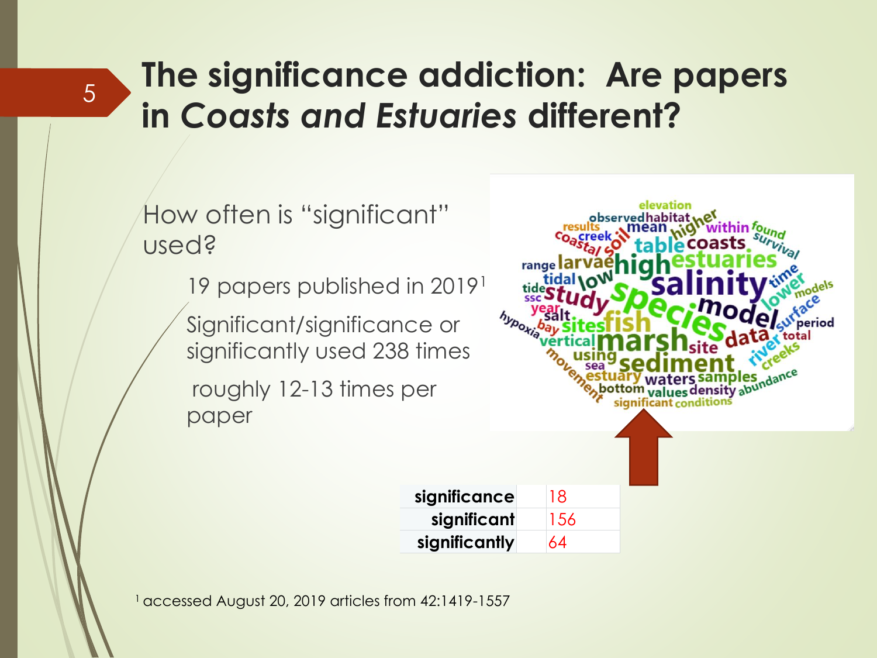# The significance addiction: Are papers in *Coasts and Estuaries* different?

How often is "significant" used?

- 19 papers published in 2019[1]
- Significant/significance or significantly used 238 times
- roughly 12-13 times per paper

| | |
|---|---|
| **significance** | 18 |
| **significant** | 156 |
| **significantly** | 64 |

[1] accessed August 20, 2019 articles from 42:1419-1557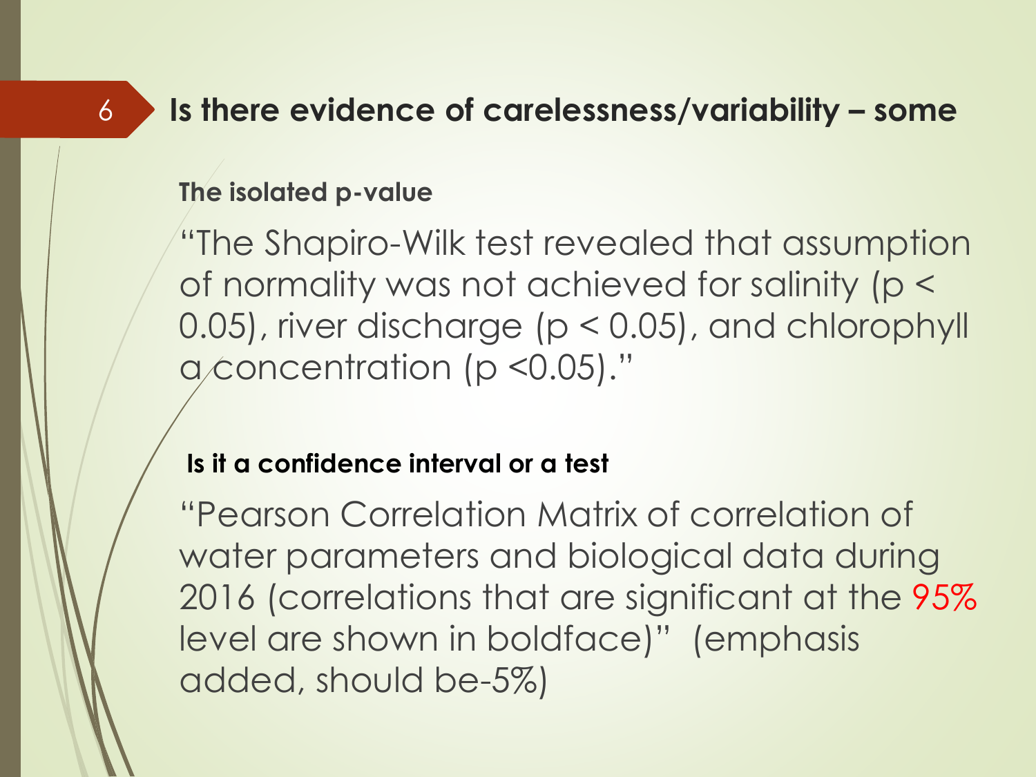# Is there evidence of carelessness/variability – some

### The isolated p-value

"The Shapiro-Wilk test revealed that assumption of normality was not achieved for salinity ($p < 0.05$), river discharge ($p < 0.05$), and chlorophyll a concentration ($p <0.05$)."

### Is it a confidence interval or a test

"Pearson Correlation Matrix of correlation of water parameters and biological data during 2016 (correlations that are significant at the 95% level are shown in boldface)" (emphasis added, should be-5%)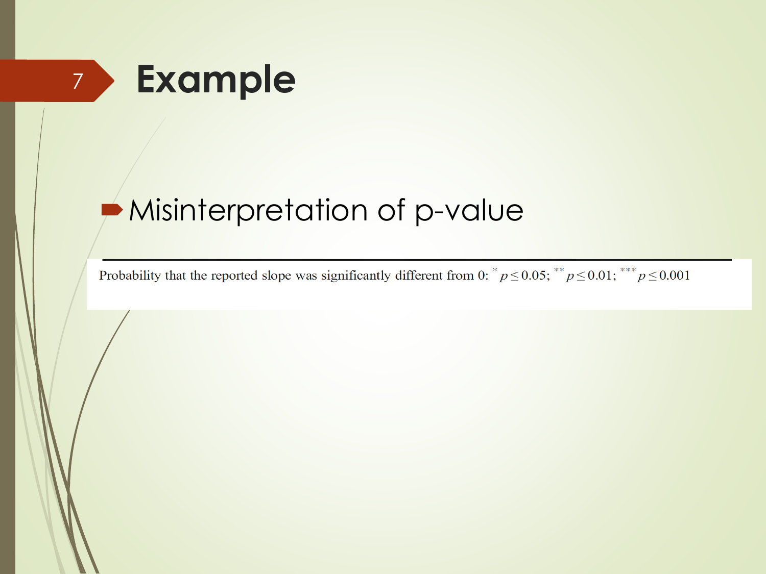# Example

- Misinterpretation of p-value

Probability that the reported slope was significantly different from 0: * $p \leq 0.05$; ** $p \leq 0.01$; *** $p \leq 0.001$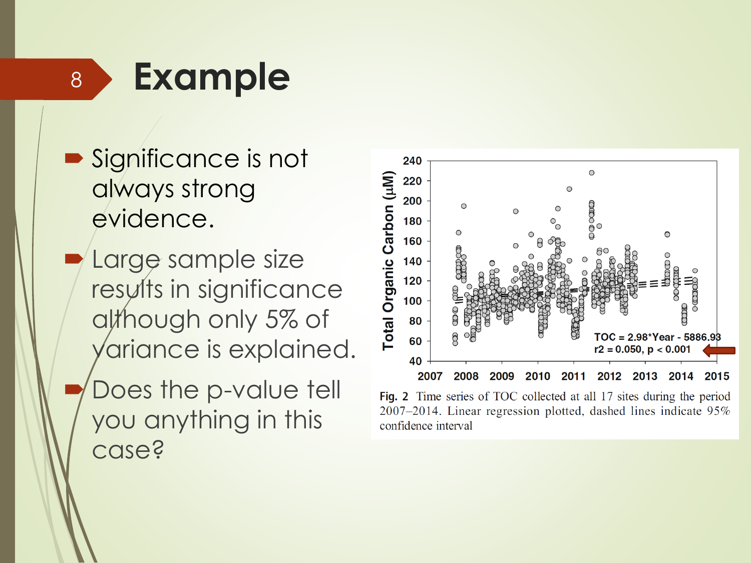# Example

- Significance is not always strong evidence.
- Large sample size results in significance although only 5% of variance is explained.
- Does the p-value tell you anything in this case?

$TOC = 2.98 \cdot Year - 5886.93$

$r^2 = 0.050$, $p < 0.001$

**Fig. 2** Time series of TOC collected at all 17 sites during the period 2007–2014. Linear regression plotted, dashed lines indicate 95% confidence interval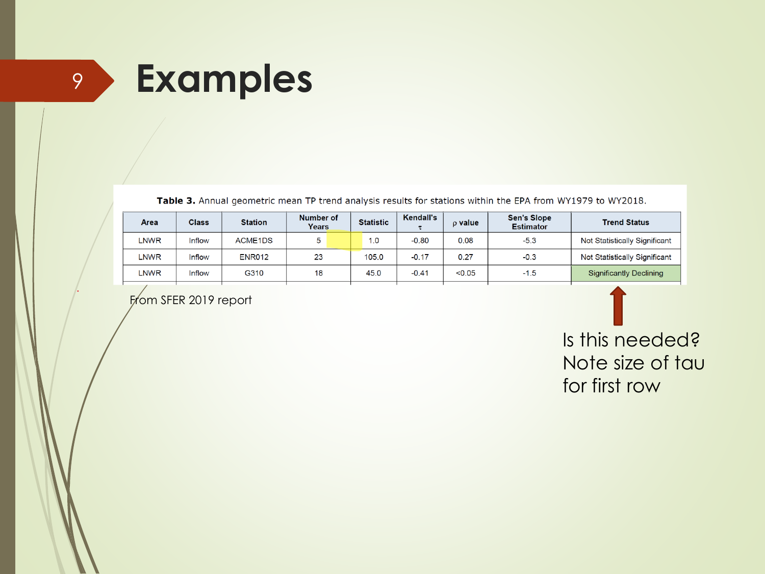# Examples

**Table 3.** Annual geometric mean TP trend analysis results for stations within the EPA from WY1979 to WY2018.

| Area | Class | Station | Number of Years | Statistic | Kendall's $\tau$ | $\rho$ value | Sen's Slope Estimator | Trend Status |
|---|---|---|---|---|---|---|---|---|
| LNWR | Inflow | ACME1DS | 5 | 1.0 | -0.80 | 0.08 | -5.3 | Not Statistically Significant |
| LNWR | Inflow | ENR012 | 23 | 105.0 | -0.17 | 0.27 | -0.3 | Not Statistically Significant |
| LNWR | Inflow | G310 | 18 | 45.0 | -0.41 | <0.05 | -1.5 | Significantly Declining |

From SFER 2019 report

Is this needed? Note size of tau for first row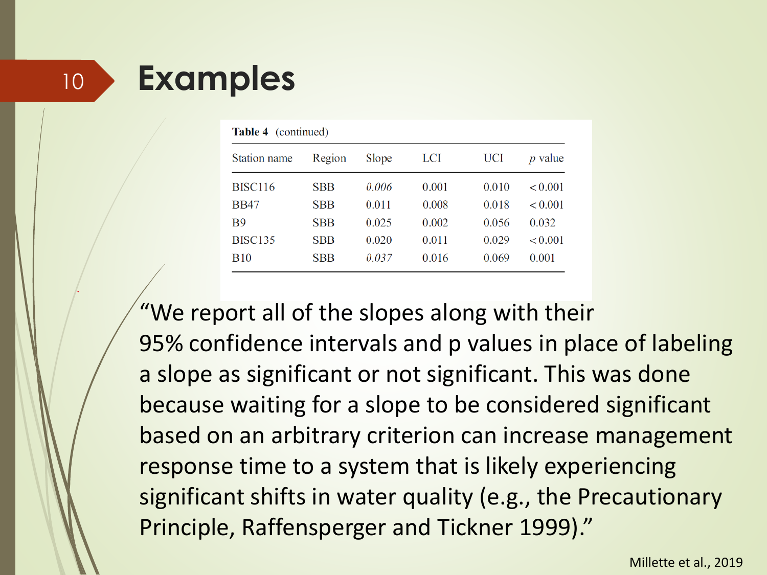# Examples

**Table 4** (continued)

| Station name | Region | Slope | LCI | UCI | *p* value |
|---|---|---|---|---|---|
| BISC116 | SBB | *0.006* | 0.001 | 0.010 | < 0.001 |
| BB47 | SBB | 0.011 | 0.008 | 0.018 | < 0.001 |
| B9 | SBB | 0.025 | 0.002 | 0.056 | 0.032 |
| BISC135 | SBB | 0.020 | 0.011 | 0.029 | < 0.001 |
| B10 | SBB | *0.037* | 0.016 | 0.069 | 0.001 |

"We report all of the slopes along with their 95% confidence intervals and p values in place of labeling a slope as significant or not significant. This was done because waiting for a slope to be considered significant based on an arbitrary criterion can increase management response time to a system that is likely experiencing significant shifts in water quality (e.g., the Precautionary Principle, Raffensperger and Tickner 1999)."

Millette et al., 2019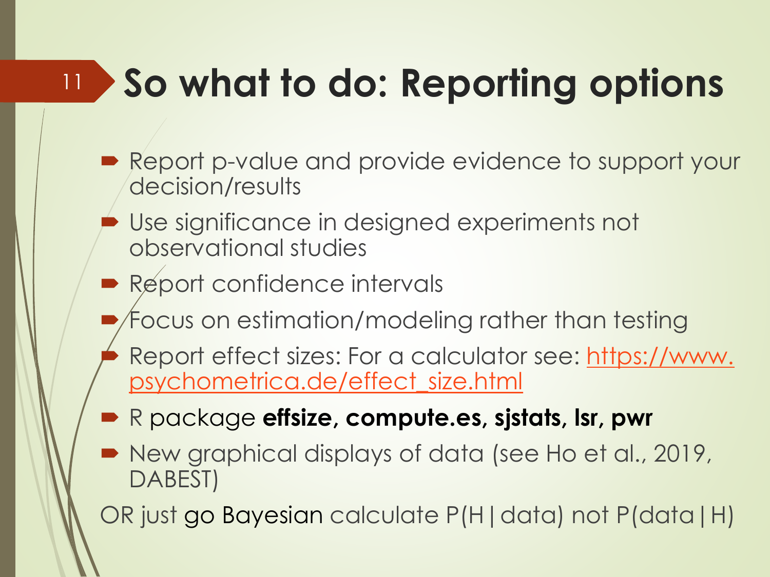# So what to do: Reporting options

- Report p-value and provide evidence to support your decision/results
- Use significance in designed experiments not observational studies
- Report confidence intervals
- Focus on estimation/modeling rather than testing
- Report effect sizes: For a calculator see: https://www.psychometrica.de/effect_size.html
- R package **effsize, compute.es, sjstats, lsr, pwr**
- New graphical displays of data (see Ho et al., 2019, DABEST)

OR just go Bayesian calculate P(H|data) not P(data|H)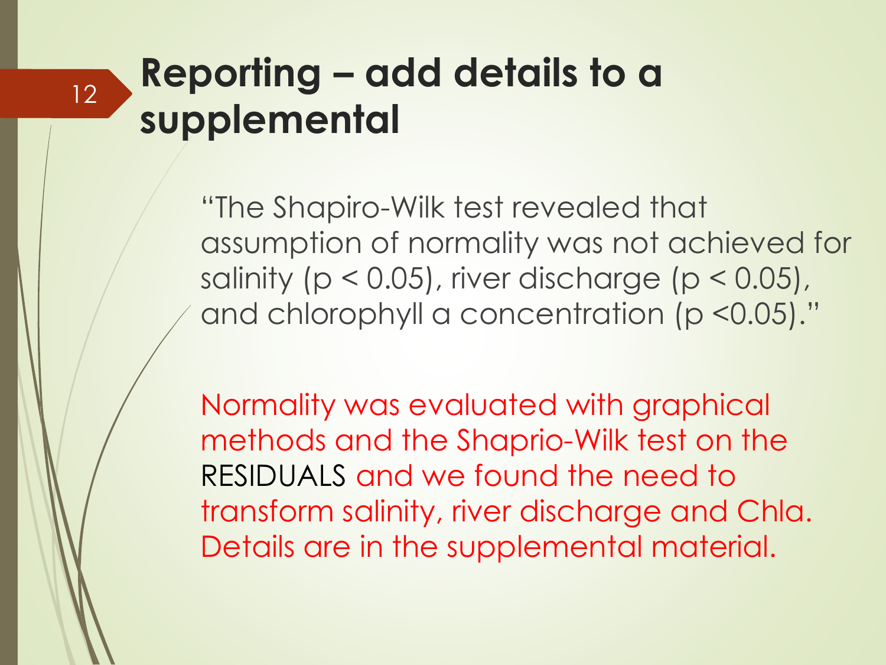# Reporting – add details to a supplemental

"The Shapiro-Wilk test revealed that assumption of normality was not achieved for salinity ($p < 0.05$), river discharge ($p < 0.05$), and chlorophyll a concentration ($p < 0.05$)."

Normality was evaluated with graphical methods and the Shaprio-Wilk test on the RESIDUALS and we found the need to transform salinity, river discharge and Chla. Details are in the supplemental material.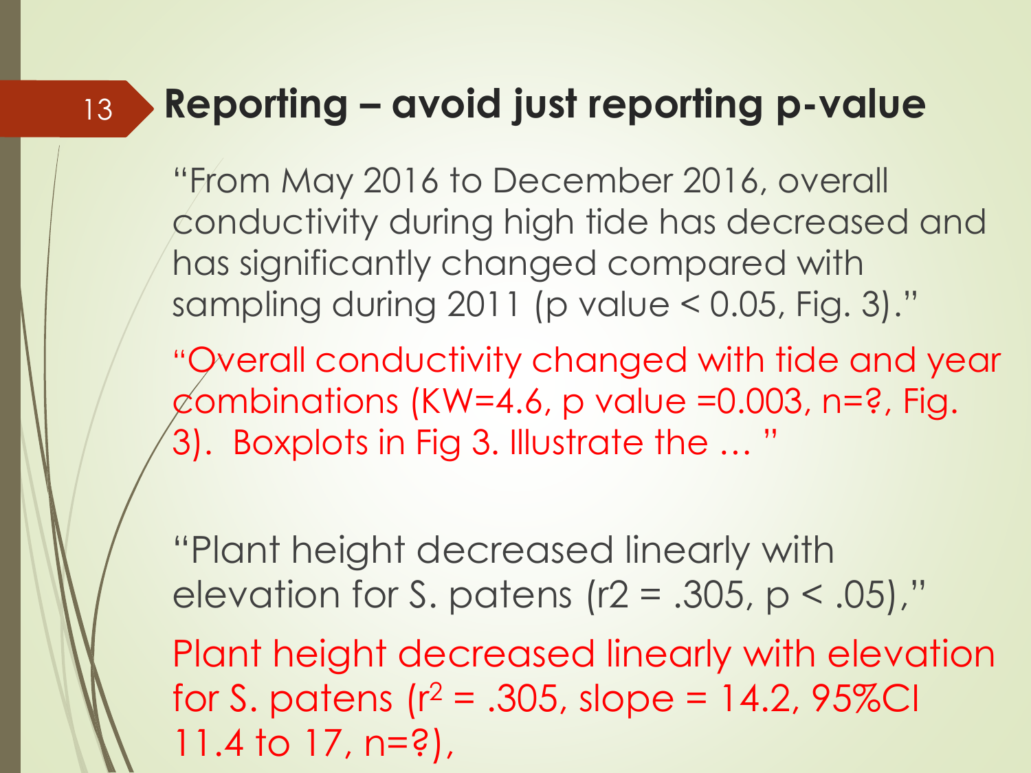## Reporting – avoid just reporting p-value

"From May 2016 to December 2016, overall conductivity during high tide has decreased and has significantly changed compared with sampling during 2011 (p value $< 0.05$, Fig. 3)."

"Overall conductivity changed with tide and year combinations (KW=4.6, p value =0.003, n=?, Fig. 3). Boxplots in Fig 3. Illustrate the … "

"Plant height decreased linearly with elevation for S. patens (r2 = .305, $p < .05$),"

Plant height decreased linearly with elevation for S. patens ($r^2 = .305$, slope = 14.2, 95%CI 11.4 to 17, n=?),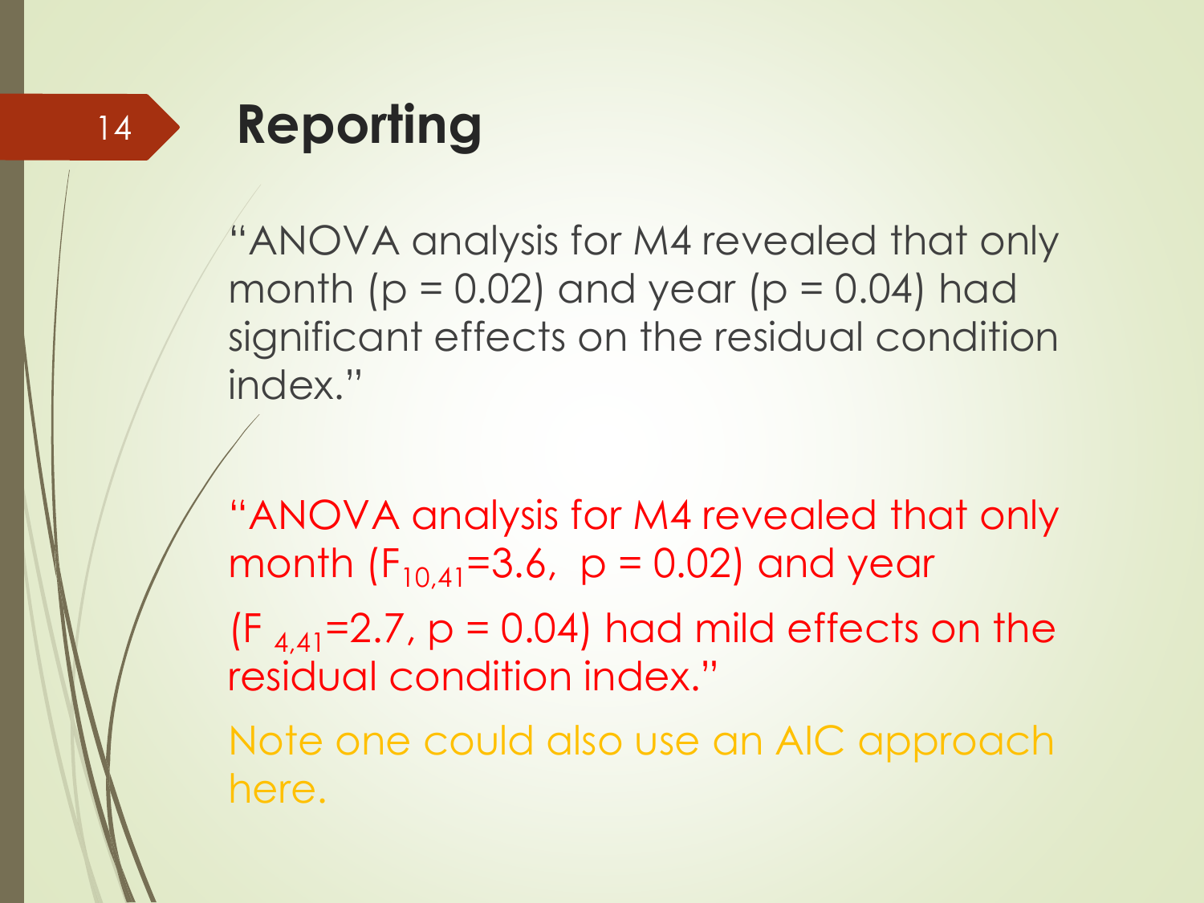# Reporting

"ANOVA analysis for M4 revealed that only month ($p = 0.02$) and year ($p = 0.04$) had significant effects on the residual condition index."

"ANOVA analysis for M4 revealed that only month ($F_{10,41}=3.6$, $p = 0.02$) and year ($F_{4,41}=2.7$, $p = 0.04$) had mild effects on the residual condition index."

Note one could also use an AIC approach here.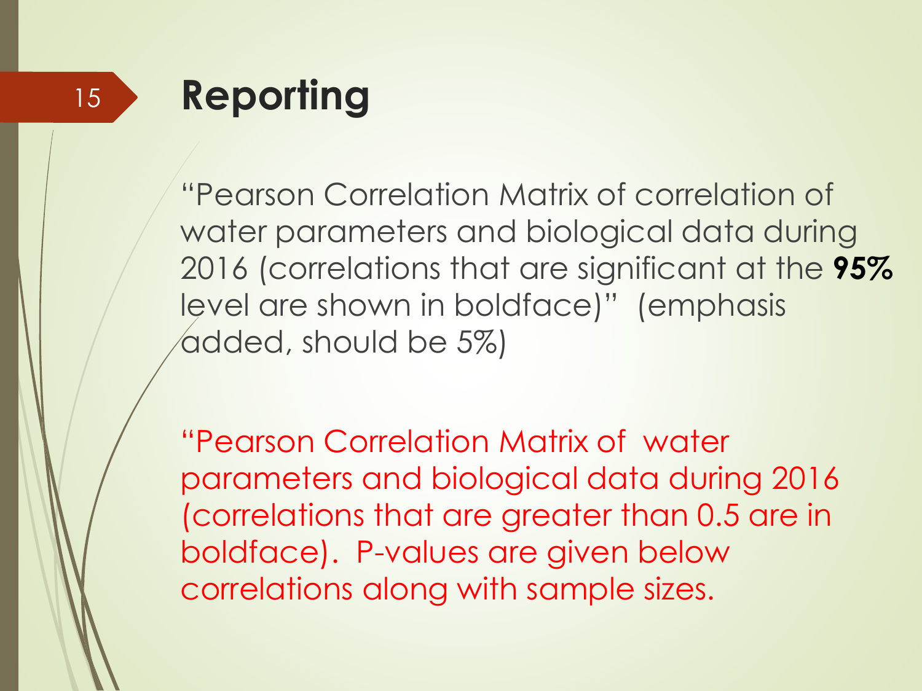# Reporting

"Pearson Correlation Matrix of correlation of water parameters and biological data during 2016 (correlations that are significant at the **95%** level are shown in boldface)"  (emphasis added, should be 5%)

"Pearson Correlation Matrix of  water parameters and biological data during 2016 (correlations that are greater than 0.5 are in boldface).  P-values are given below correlations along with sample sizes.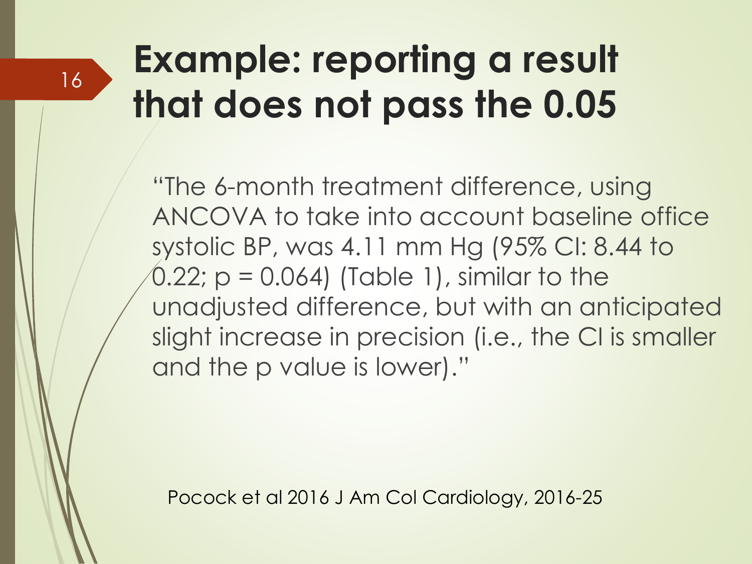# Example: reporting a result that does not pass the 0.05

"The 6-month treatment difference, using ANCOVA to take into account baseline office systolic BP, was 4.11 mm Hg (95% CI: 8.44 to 0.22; $p = 0.064$) (Table 1), similar to the unadjusted difference, but with an anticipated slight increase in precision (i.e., the CI is smaller and the p value is lower)."

Pocock et al 2016 J Am Col Cardiology, 2016-25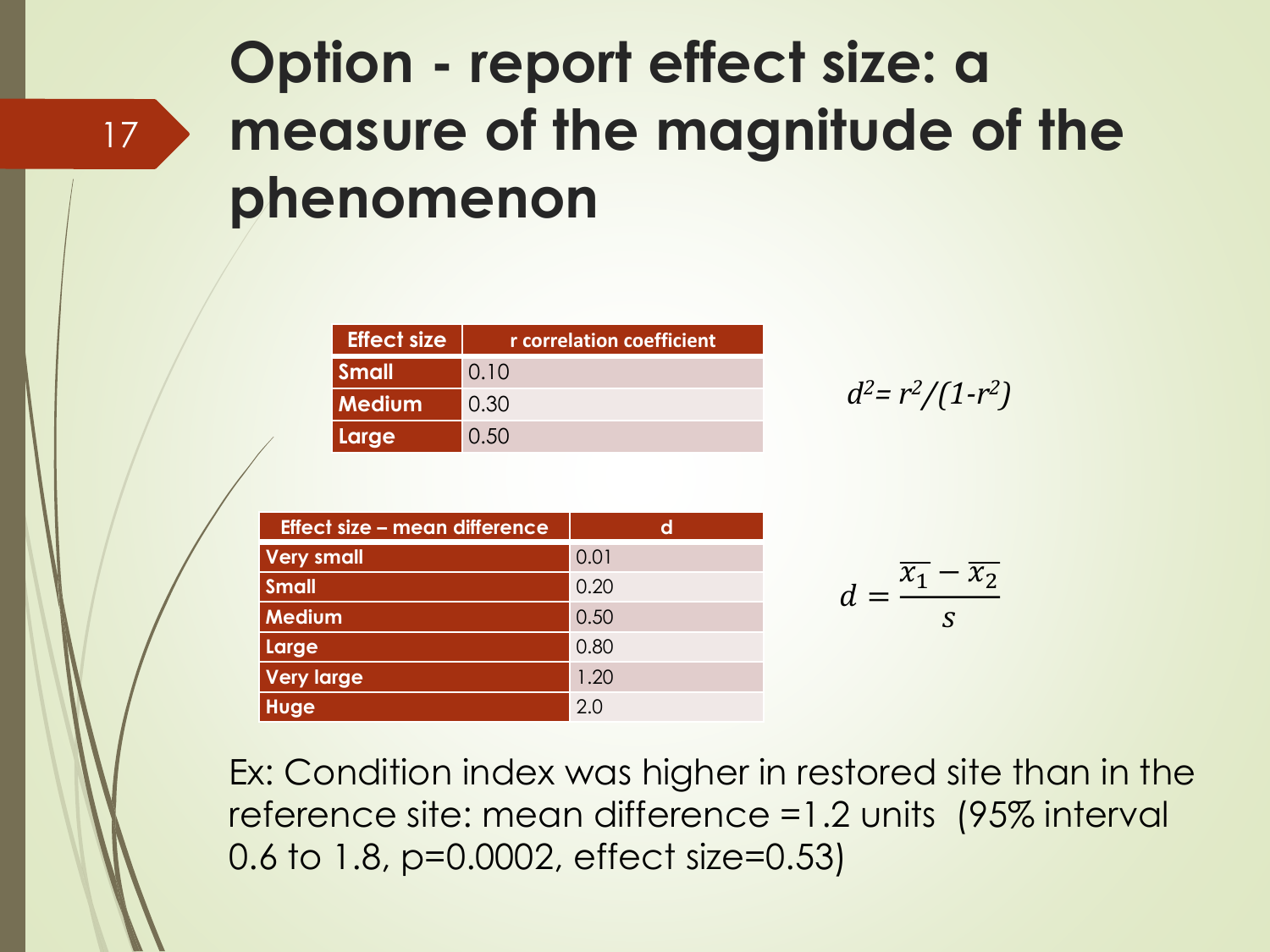# Option - report effect size: a measure of the magnitude of the phenomenon

| Effect size | r correlation coefficient |
| --- | --- |
| Small | 0.10 |
| Medium | 0.30 |
| Large | 0.50 |

$$d^2 = r^2/(1-r^2)$$

| Effect size – mean difference | d |
| --- | --- |
| Very small | 0.01 |
| Small | 0.20 |
| Medium | 0.50 |
| Large | 0.80 |
| Very large | 1.20 |
| Huge | 2.0 |

$$d = \frac{\overline{x_1} - \overline{x_2}}{s}$$

Ex: Condition index was higher in restored site than in the reference site: mean difference =1.2 units (95% interval 0.6 to 1.8, $p=0.0002$, effect size=0.53)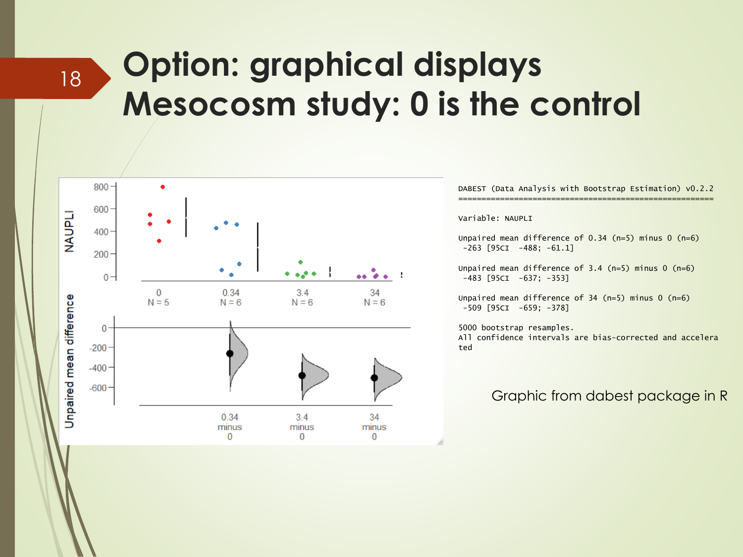# Option: graphical displays Mesocosm study: 0 is the control

```
DABEST (Data Analysis with Bootstrap Estimation) v0.2.2
=======================================================

Variable: NAUPLI

Unpaired mean difference of 0.34 (n=5) minus 0 (n=6)
 -263 [95CI  -488; -61.1]

Unpaired mean difference of 3.4 (n=5) minus 0 (n=6)
 -483 [95CI  -637; -353]

Unpaired mean difference of 34 (n=5) minus 0 (n=6)
 -509 [95CI  -659; -378]

5000 bootstrap resamples.
All confidence intervals are bias-corrected and accelera
ted
```

Graphic from dabest package in R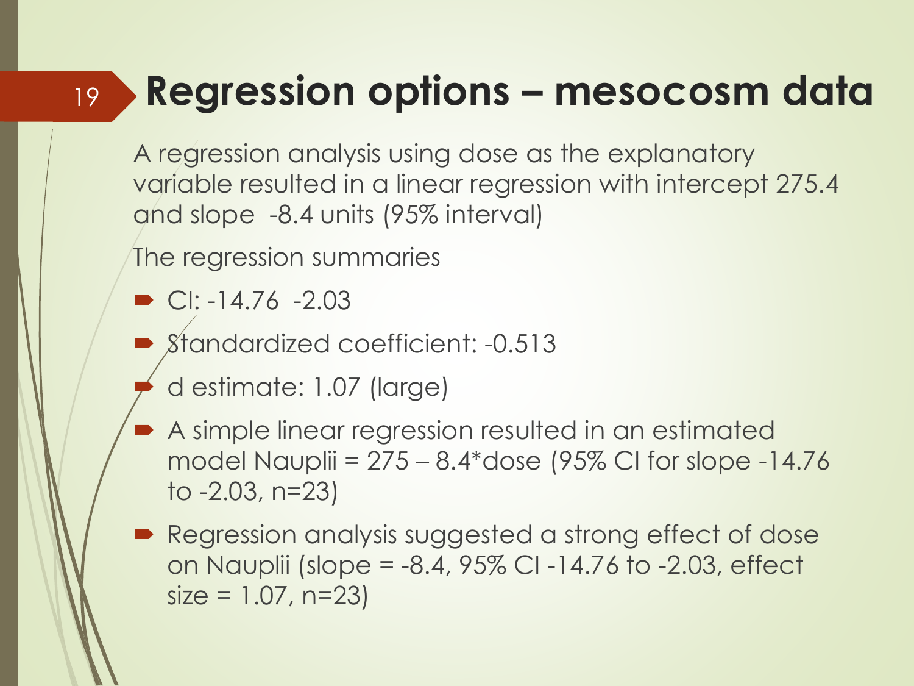# Regression options – mesocosm data

A regression analysis using dose as the explanatory variable resulted in a linear regression with intercept 275.4 and slope -8.4 units (95% interval)

The regression summaries

- CI: -14.76 -2.03
- Standardized coefficient: -0.513
- d estimate: 1.07 (large)
- A simple linear regression resulted in an estimated model Nauplii = 275 – 8.4*dose (95% CI for slope -14.76 to -2.03, n=23)
- Regression analysis suggested a strong effect of dose on Nauplii (slope = -8.4, 95% CI -14.76 to -2.03, effect size = 1.07, n=23)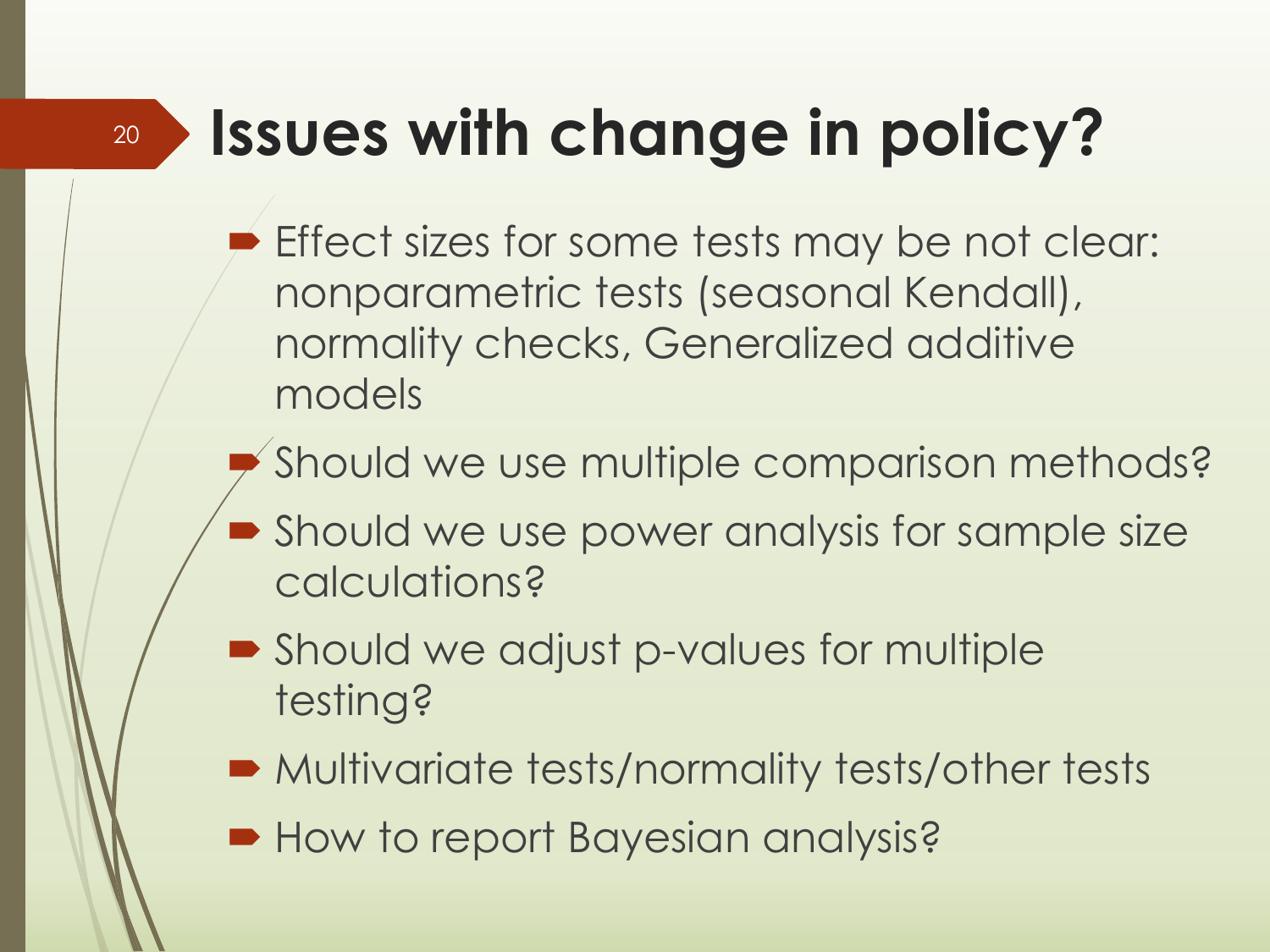# Issues with change in policy?

- Effect sizes for some tests may be not clear: nonparametric tests (seasonal Kendall), normality checks, Generalized additive models
- Should we use multiple comparison methods?
- Should we use power analysis for sample size calculations?
- Should we adjust p-values for multiple testing?
- Multivariate tests/normality tests/other tests
- How to report Bayesian analysis?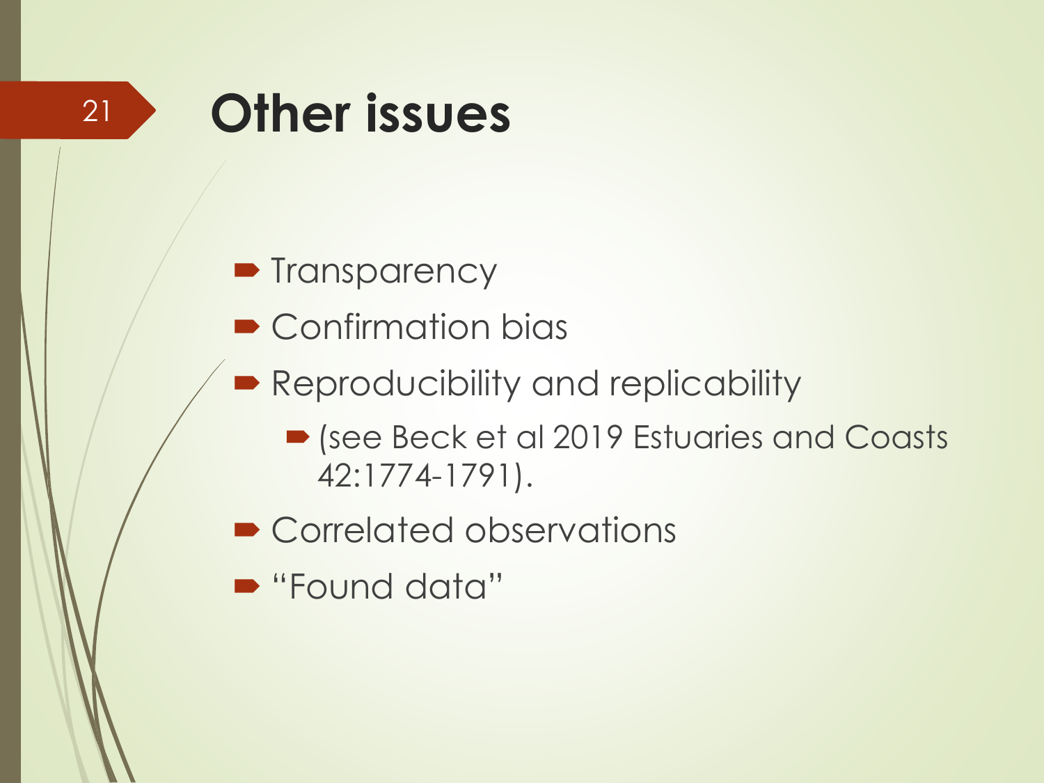# Other issues

- Transparency
- Confirmation bias
- Reproducibility and replicability
  - (see Beck et al 2019 Estuaries and Coasts 42:1774-1791).
- Correlated observations
- "Found data"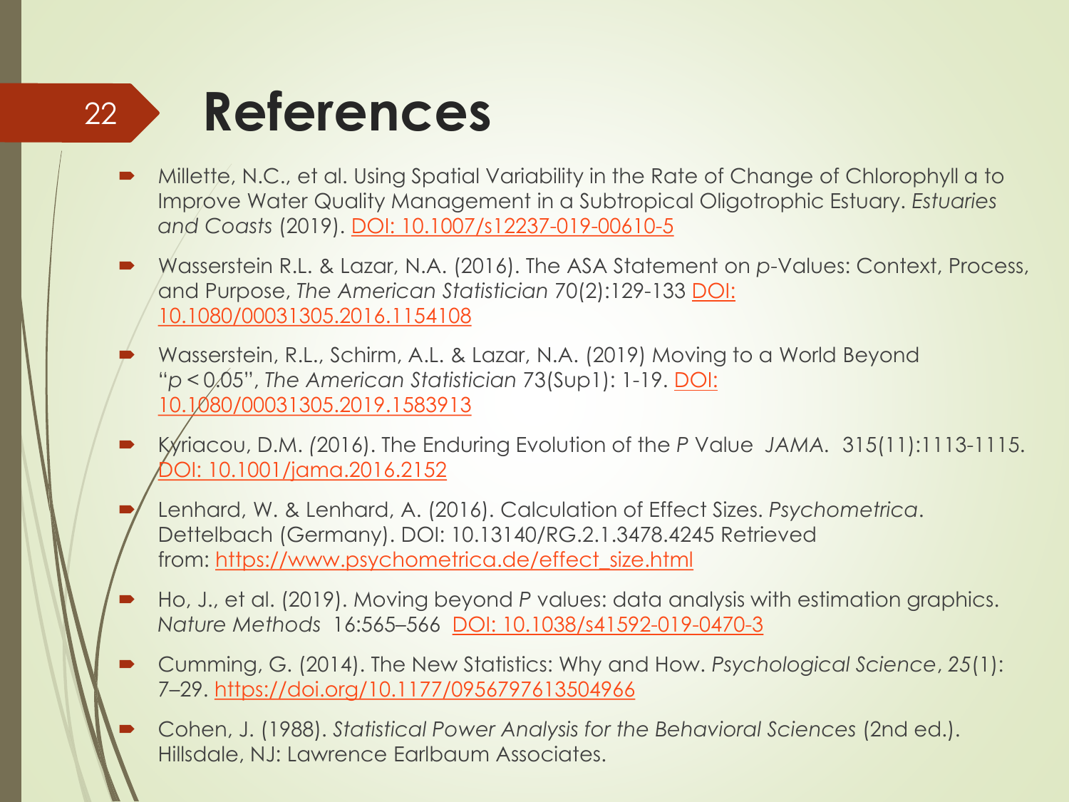# References

- Millette, N.C., et al. Using Spatial Variability in the Rate of Change of Chlorophyll a to Improve Water Quality Management in a Subtropical Oligotrophic Estuary. *Estuaries and Coasts* (2019). DOI: 10.1007/s12237-019-00610-5
- Wasserstein R.L. & Lazar, N.A. (2016). The ASA Statement on *p*-Values: Context, Process, and Purpose, *The American Statistician* 70(2):129-133 DOI: 10.1080/00031305.2016.1154108
- Wasserstein, R.L., Schirm, A.L. & Lazar, N.A. (2019) Moving to a World Beyond "$p < 0.05$", *The American Statistician* 73(Sup1): 1-19. DOI: 10.1080/00031305.2019.1583913
- Kyriacou, D.M. (2016). The Enduring Evolution of the *P* Value *JAMA.* 315(11):1113-1115. DOI: 10.1001/jama.2016.2152
- Lenhard, W. & Lenhard, A. (2016). Calculation of Effect Sizes. *Psychometrica*. Dettelbach (Germany). DOI: 10.13140/RG.2.1.3478.4245 Retrieved from: https://www.psychometrica.de/effect_size.html
- Ho, J., et al. (2019). Moving beyond *P* values: data analysis with estimation graphics. *Nature Methods* 16:565–566 DOI: 10.1038/s41592-019-0470-3
- Cumming, G. (2014). The New Statistics: Why and How. *Psychological Science*, *25*(1): 7–29. https://doi.org/10.1177/0956797613504966
- Cohen, J. (1988). *Statistical Power Analysis for the Behavioral Sciences* (2nd ed.). Hillsdale, NJ: Lawrence Earlbaum Associates.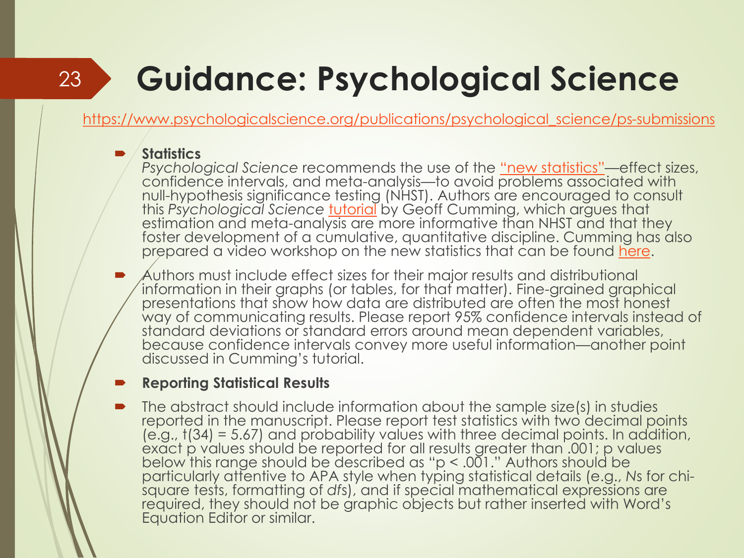# Guidance: Psychological Science

https://www.psychologicalscience.org/publications/psychological_science/ps-submissions

- **Statistics**
  *Psychological Science* recommends the use of the "new statistics"—effect sizes, confidence intervals, and meta-analysis—to avoid problems associated with null-hypothesis significance testing (NHST). Authors are encouraged to consult this *Psychological Science* tutorial by Geoff Cumming, which argues that estimation and meta-analysis are more informative than NHST and that they foster development of a cumulative, quantitative discipline. Cumming has also prepared a video workshop on the new statistics that can be found here.
- Authors must include effect sizes for their major results and distributional information in their graphs (or tables, for that matter). Fine-grained graphical presentations that show how data are distributed are often the most honest way of communicating results. Please report 95% confidence intervals instead of standard deviations or standard errors around mean dependent variables, because confidence intervals convey more useful information—another point discussed in Cumming's tutorial.
- **Reporting Statistical Results**
- The abstract should include information about the sample size(s) in studies reported in the manuscript. Please report test statistics with two decimal points (e.g., $t(34) = 5.67$) and probability values with three decimal points. In addition, exact p values should be reported for all results greater than .001; p values below this range should be described as "$p < .001$." Authors should be particularly attentive to APA style when typing statistical details (e.g., *N*s for chi-square tests, formatting of *df*s), and if special mathematical expressions are required, they should not be graphic objects but rather inserted with Word's Equation Editor or similar.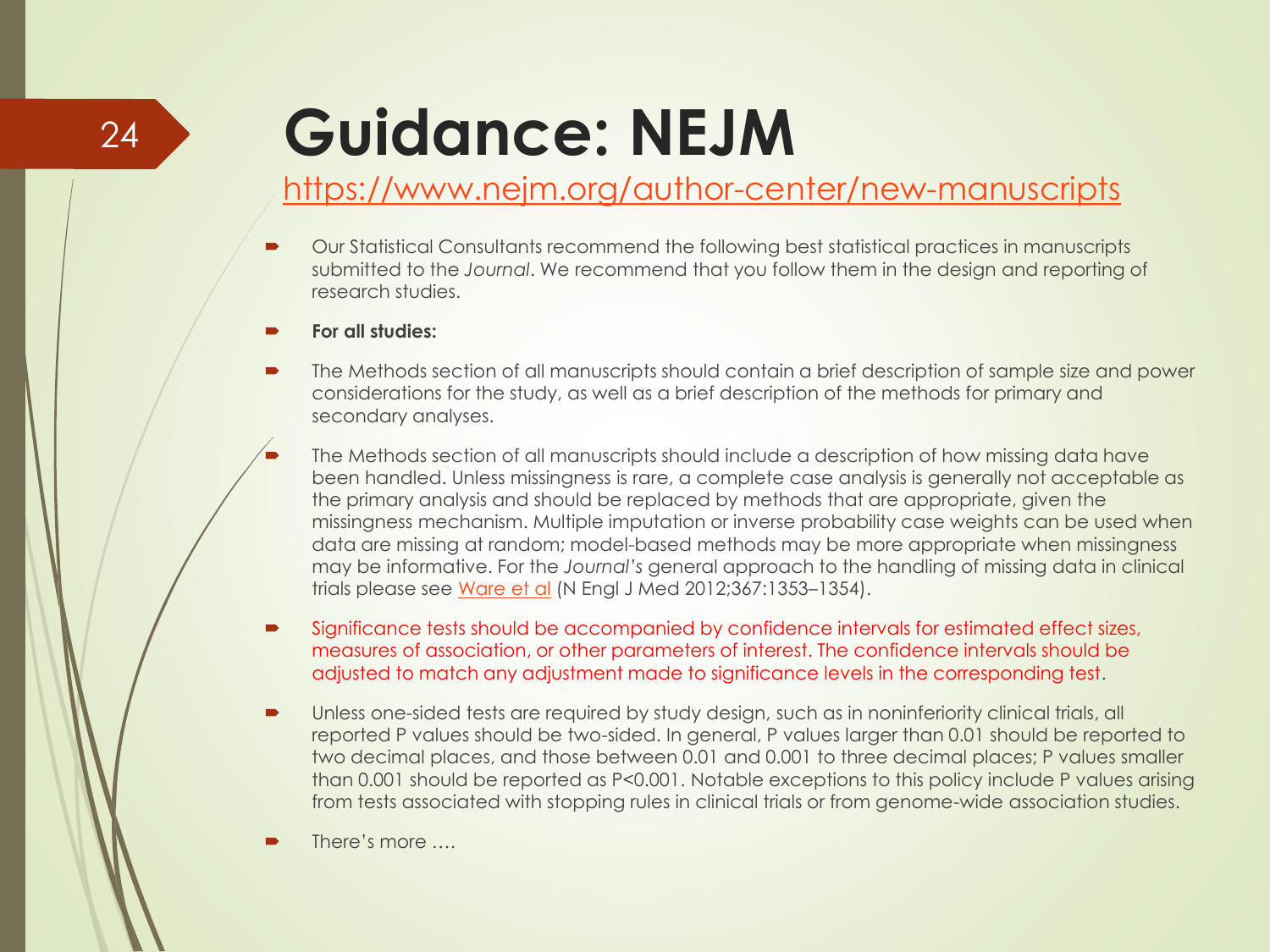# Guidance: NEJM

https://www.nejm.org/author-center/new-manuscripts

- Our Statistical Consultants recommend the following best statistical practices in manuscripts submitted to the *Journal*. We recommend that you follow them in the design and reporting of research studies.
- **For all studies:**
- The Methods section of all manuscripts should contain a brief description of sample size and power considerations for the study, as well as a brief description of the methods for primary and secondary analyses.
- The Methods section of all manuscripts should include a description of how missing data have been handled. Unless missingness is rare, a complete case analysis is generally not acceptable as the primary analysis and should be replaced by methods that are appropriate, given the missingness mechanism. Multiple imputation or inverse probability case weights can be used when data are missing at random; model-based methods may be more appropriate when missingness may be informative. For the *Journal's* general approach to the handling of missing data in clinical trials please see Ware et al (N Engl J Med 2012;367:1353–1354).
- Significance tests should be accompanied by confidence intervals for estimated effect sizes, measures of association, or other parameters of interest. The confidence intervals should be adjusted to match any adjustment made to significance levels in the corresponding test.
- Unless one-sided tests are required by study design, such as in noninferiority clinical trials, all reported P values should be two-sided. In general, P values larger than 0.01 should be reported to two decimal places, and those between 0.01 and 0.001 to three decimal places; P values smaller than 0.001 should be reported as P<0.001. Notable exceptions to this policy include P values arising from tests associated with stopping rules in clinical trials or from genome-wide association studies.
- There's more ….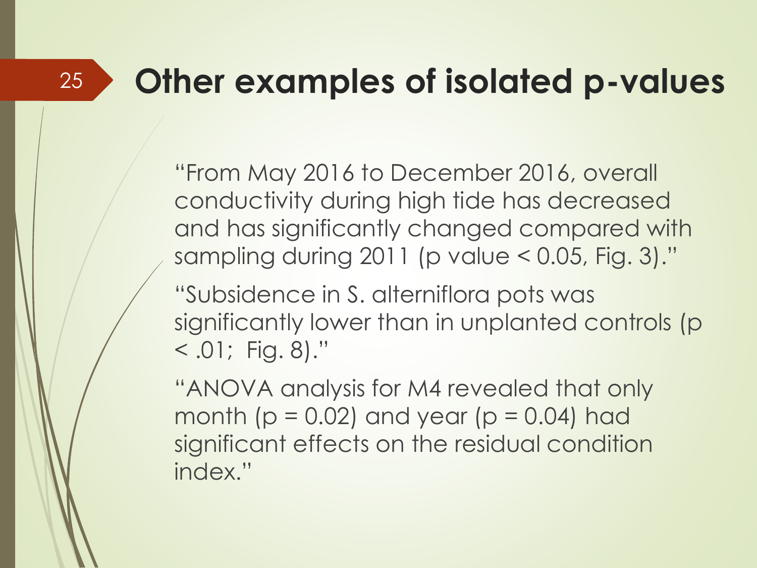# Other examples of isolated p-values

"From May 2016 to December 2016, overall conductivity during high tide has decreased and has significantly changed compared with sampling during 2011 (p value $< 0.05$, Fig. 3)."

"Subsidence in S. alterniflora pots was significantly lower than in unplanted controls ($p < .01$; Fig. 8)."

"ANOVA analysis for M4 revealed that only month ($p = 0.02$) and year ($p = 0.04$) had significant effects on the residual condition index."